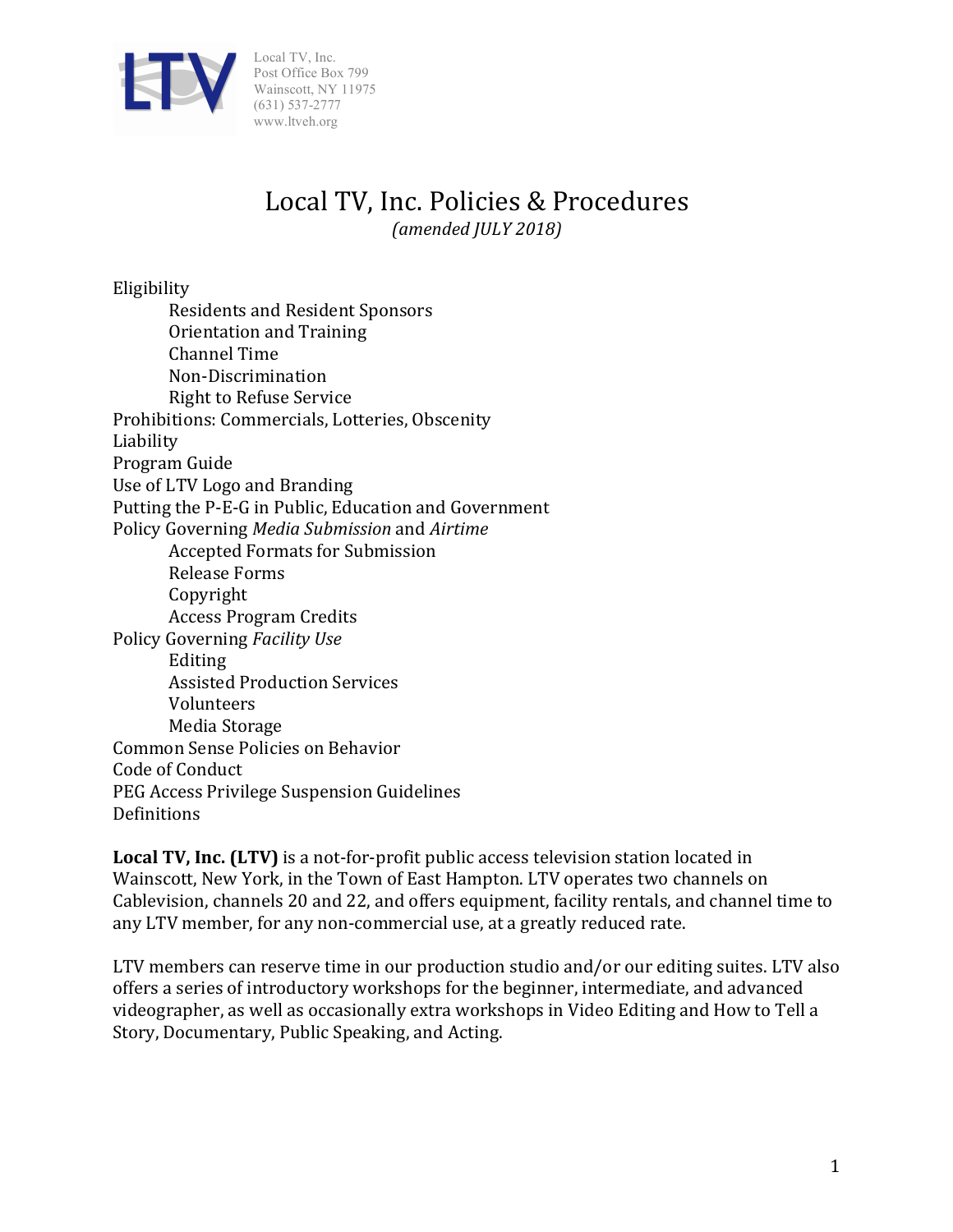Local TV, Inc.
Post Office Box 799
Wainscott, NY 11975
(631) 537-2777
www.ltveh.org

# Local TV, Inc. Policies & Procedures

*(amended JULY 2018)*

- Eligibility
  - Residents and Resident Sponsors
  - Orientation and Training
  - Channel Time
  - Non-Discrimination
  - Right to Refuse Service
- Prohibitions: Commercials, Lotteries, Obscenity
- Liability
- Program Guide
- Use of LTV Logo and Branding
- Putting the P-E-G in Public, Education and Government
- Policy Governing *Media Submission* and *Airtime*
  - Accepted Formats for Submission
  - Release Forms
  - Copyright
  - Access Program Credits
- Policy Governing *Facility Use*
  - Editing
  - Assisted Production Services
  - Volunteers
  - Media Storage
- Common Sense Policies on Behavior
- Code of Conduct
- PEG Access Privilege Suspension Guidelines
- Definitions

**Local TV, Inc. (LTV)** is a not-for-profit public access television station located in Wainscott, New York, in the Town of East Hampton. LTV operates two channels on Cablevision, channels 20 and 22, and offers equipment, facility rentals, and channel time to any LTV member, for any non-commercial use, at a greatly reduced rate.

LTV members can reserve time in our production studio and/or our editing suites. LTV also offers a series of introductory workshops for the beginner, intermediate, and advanced videographer, as well as occasionally extra workshops in Video Editing and How to Tell a Story, Documentary, Public Speaking, and Acting.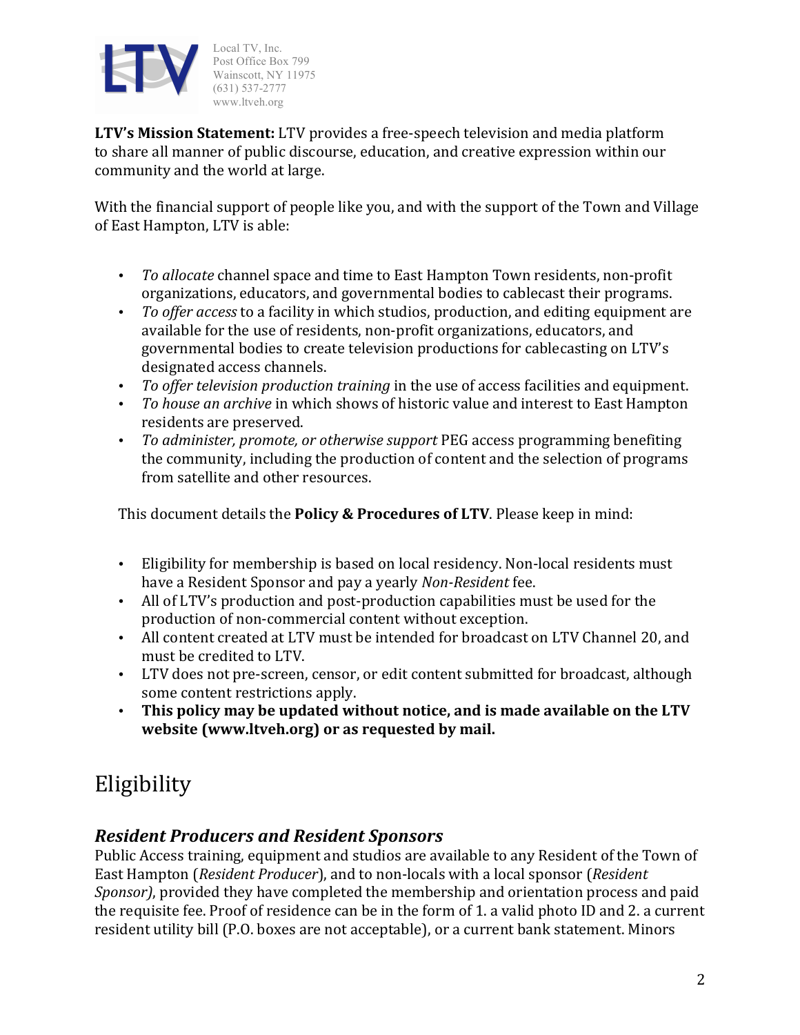Local TV, Inc.
Post Office Box 799
Wainscott, NY 11975
(631) 537-2777
www.ltveh.org

**LTV's Mission Statement:** LTV provides a free-speech television and media platform to share all manner of public discourse, education, and creative expression within our community and the world at large.

With the financial support of people like you, and with the support of the Town and Village of East Hampton, LTV is able:

- *To allocate* channel space and time to East Hampton Town residents, non-profit organizations, educators, and governmental bodies to cablecast their programs.
- *To offer access* to a facility in which studios, production, and editing equipment are available for the use of residents, non-profit organizations, educators, and governmental bodies to create television productions for cablecasting on LTV's designated access channels.
- *To offer television production training* in the use of access facilities and equipment.
- *To house an archive* in which shows of historic value and interest to East Hampton residents are preserved.
- *To administer, promote, or otherwise support* PEG access programming benefiting the community, including the production of content and the selection of programs from satellite and other resources.

This document details the **Policy & Procedures of LTV**. Please keep in mind:

- Eligibility for membership is based on local residency. Non-local residents must have a Resident Sponsor and pay a yearly *Non-Resident* fee.
- All of LTV's production and post-production capabilities must be used for the production of non-commercial content without exception.
- All content created at LTV must be intended for broadcast on LTV Channel 20, and must be credited to LTV.
- LTV does not pre-screen, censor, or edit content submitted for broadcast, although some content restrictions apply.
- **This policy may be updated without notice, and is made available on the LTV website (www.ltveh.org) or as requested by mail.**

# Eligibility

## *Resident Producers and Resident Sponsors*

Public Access training, equipment and studios are available to any Resident of the Town of East Hampton (*Resident Producer*), and to non-locals with a local sponsor (*Resident Sponsor)*, provided they have completed the membership and orientation process and paid the requisite fee. Proof of residence can be in the form of 1. a valid photo ID and 2. a current resident utility bill (P.O. boxes are not acceptable), or a current bank statement. Minors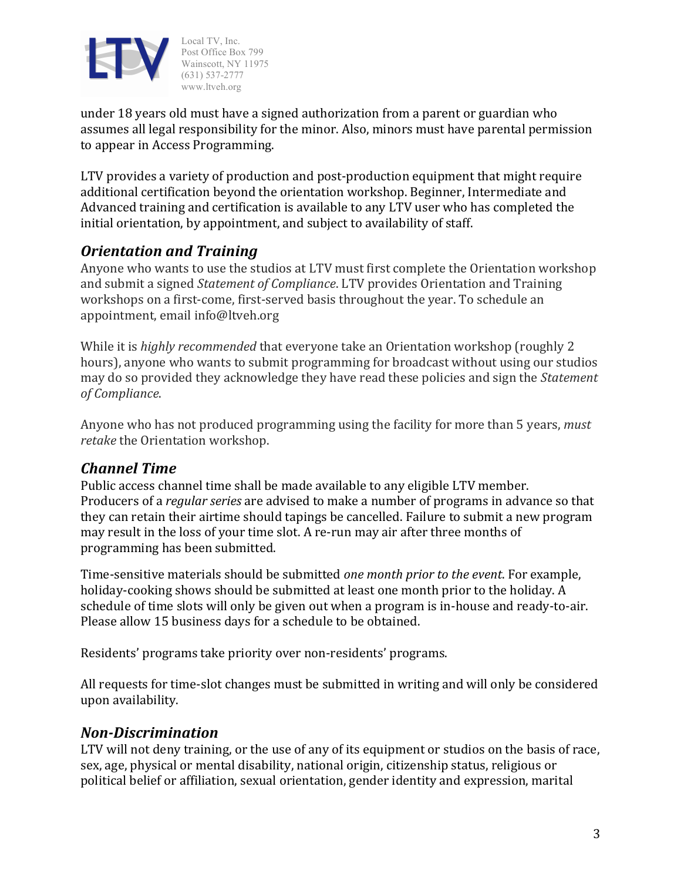under 18 years old must have a signed authorization from a parent or guardian who assumes all legal responsibility for the minor. Also, minors must have parental permission to appear in Access Programming.

LTV provides a variety of production and post-production equipment that might require additional certification beyond the orientation workshop. Beginner, Intermediate and Advanced training and certification is available to any LTV user who has completed the initial orientation, by appointment, and subject to availability of staff.

## *Orientation and Training*

Anyone who wants to use the studios at LTV must first complete the Orientation workshop and submit a signed *Statement of Compliance*. LTV provides Orientation and Training workshops on a first-come, first-served basis throughout the year. To schedule an appointment, email info@ltveh.org

While it is *highly recommended* that everyone take an Orientation workshop (roughly 2 hours), anyone who wants to submit programming for broadcast without using our studios may do so provided they acknowledge they have read these policies and sign the *Statement of Compliance*.

Anyone who has not produced programming using the facility for more than 5 years, *must retake* the Orientation workshop.

## *Channel Time*

Public access channel time shall be made available to any eligible LTV member. Producers of a *regular series* are advised to make a number of programs in advance so that they can retain their airtime should tapings be cancelled. Failure to submit a new program may result in the loss of your time slot. A re-run may air after three months of programming has been submitted.

Time-sensitive materials should be submitted *one month prior to the event*. For example, holiday-cooking shows should be submitted at least one month prior to the holiday. A schedule of time slots will only be given out when a program is in-house and ready-to-air. Please allow 15 business days for a schedule to be obtained.

Residents' programs take priority over non-residents' programs.

All requests for time-slot changes must be submitted in writing and will only be considered upon availability.

## *Non-Discrimination*

LTV will not deny training, or the use of any of its equipment or studios on the basis of race, sex, age, physical or mental disability, national origin, citizenship status, religious or political belief or affiliation, sexual orientation, gender identity and expression, marital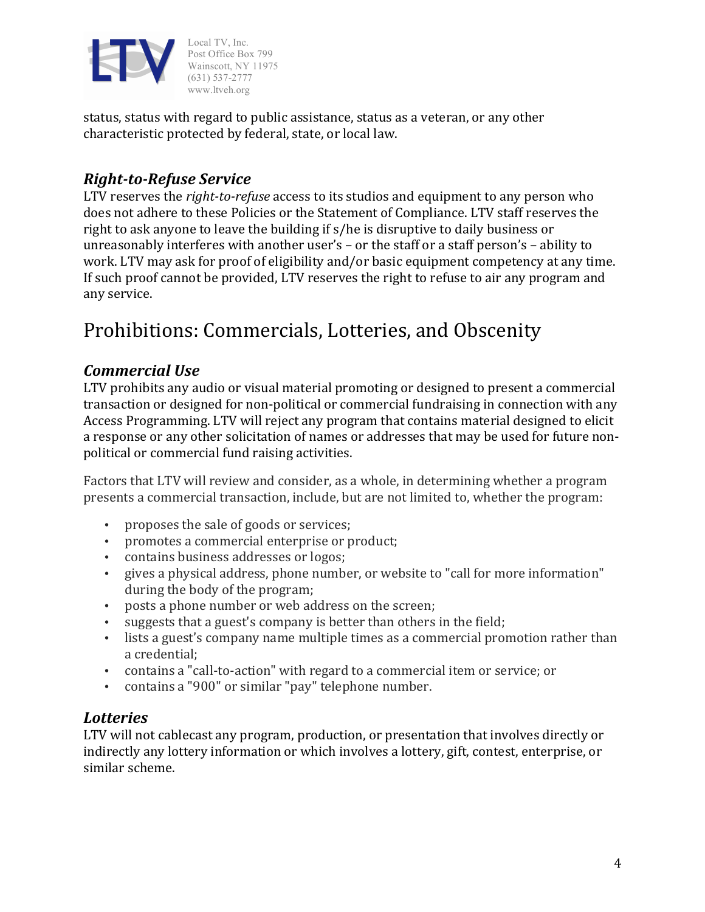status, status with regard to public assistance, status as a veteran, or any other characteristic protected by federal, state, or local law.

### *Right-to-Refuse Service*

LTV reserves the *right-to-refuse* access to its studios and equipment to any person who does not adhere to these Policies or the Statement of Compliance. LTV staff reserves the right to ask anyone to leave the building if s/he is disruptive to daily business or unreasonably interferes with another user's – or the staff or a staff person's – ability to work. LTV may ask for proof of eligibility and/or basic equipment competency at any time. If such proof cannot be provided, LTV reserves the right to refuse to air any program and any service.

## Prohibitions: Commercials, Lotteries, and Obscenity

### *Commercial Use*

LTV prohibits any audio or visual material promoting or designed to present a commercial transaction or designed for non-political or commercial fundraising in connection with any Access Programming. LTV will reject any program that contains material designed to elicit a response or any other solicitation of names or addresses that may be used for future non-political or commercial fund raising activities.

Factors that LTV will review and consider, as a whole, in determining whether a program presents a commercial transaction, include, but are not limited to, whether the program:

- proposes the sale of goods or services;
- promotes a commercial enterprise or product;
- contains business addresses or logos;
- gives a physical address, phone number, or website to "call for more information" during the body of the program;
- posts a phone number or web address on the screen;
- suggests that a guest's company is better than others in the field;
- lists a guest's company name multiple times as a commercial promotion rather than a credential;
- contains a "call-to-action" with regard to a commercial item or service; or
- contains a "900" or similar "pay" telephone number.

### *Lotteries*

LTV will not cablecast any program, production, or presentation that involves directly or indirectly any lottery information or which involves a lottery, gift, contest, enterprise, or similar scheme.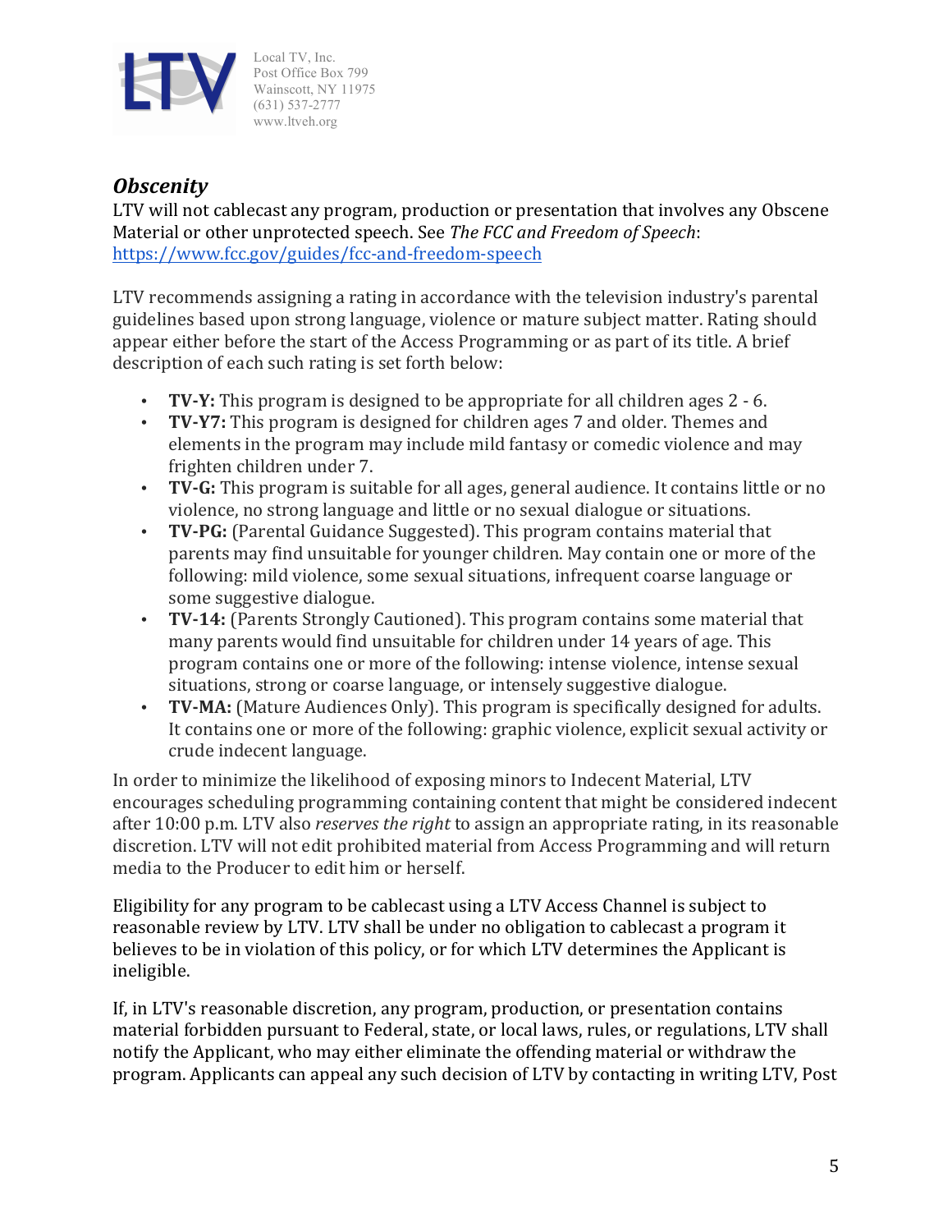### *Obscenity*

LTV will not cablecast any program, production or presentation that involves any Obscene Material or other unprotected speech. See *The FCC and Freedom of Speech*: https://www.fcc.gov/guides/fcc-and-freedom-speech

LTV recommends assigning a rating in accordance with the television industry's parental guidelines based upon strong language, violence or mature subject matter. Rating should appear either before the start of the Access Programming or as part of its title. A brief description of each such rating is set forth below:

- **TV-Y:** This program is designed to be appropriate for all children ages 2 - 6.
- **TV-Y7:** This program is designed for children ages 7 and older. Themes and elements in the program may include mild fantasy or comedic violence and may frighten children under 7.
- **TV-G:** This program is suitable for all ages, general audience. It contains little or no violence, no strong language and little or no sexual dialogue or situations.
- **TV-PG:** (Parental Guidance Suggested). This program contains material that parents may find unsuitable for younger children. May contain one or more of the following: mild violence, some sexual situations, infrequent coarse language or some suggestive dialogue.
- **TV-14:** (Parents Strongly Cautioned). This program contains some material that many parents would find unsuitable for children under 14 years of age. This program contains one or more of the following: intense violence, intense sexual situations, strong or coarse language, or intensely suggestive dialogue.
- **TV-MA:** (Mature Audiences Only). This program is specifically designed for adults. It contains one or more of the following: graphic violence, explicit sexual activity or crude indecent language.

In order to minimize the likelihood of exposing minors to Indecent Material, LTV encourages scheduling programming containing content that might be considered indecent after 10:00 p.m. LTV also *reserves the right* to assign an appropriate rating, in its reasonable discretion. LTV will not edit prohibited material from Access Programming and will return media to the Producer to edit him or herself.

Eligibility for any program to be cablecast using a LTV Access Channel is subject to reasonable review by LTV. LTV shall be under no obligation to cablecast a program it believes to be in violation of this policy, or for which LTV determines the Applicant is ineligible.

If, in LTV's reasonable discretion, any program, production, or presentation contains material forbidden pursuant to Federal, state, or local laws, rules, or regulations, LTV shall notify the Applicant, who may either eliminate the offending material or withdraw the program. Applicants can appeal any such decision of LTV by contacting in writing LTV, Post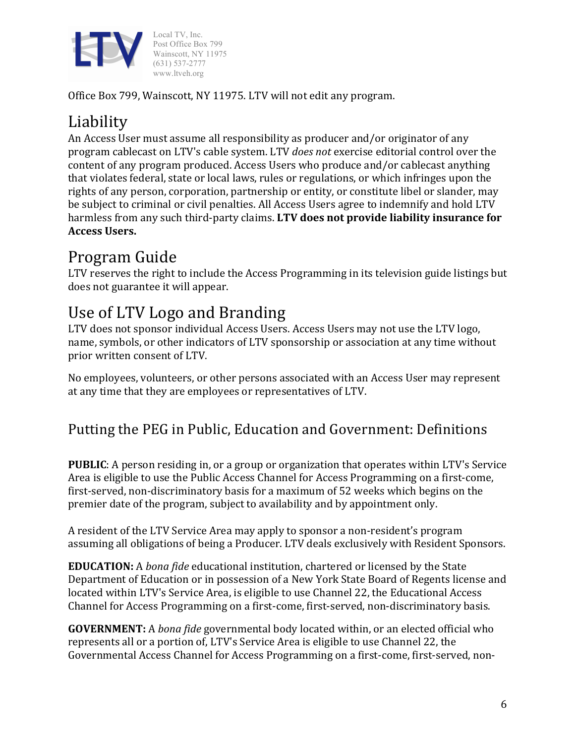Office Box 799, Wainscott, NY 11975. LTV will not edit any program.

## Liability

An Access User must assume all responsibility as producer and/or originator of any program cablecast on LTV's cable system. LTV *does not* exercise editorial control over the content of any program produced. Access Users who produce and/or cablecast anything that violates federal, state or local laws, rules or regulations, or which infringes upon the rights of any person, corporation, partnership or entity, or constitute libel or slander, may be subject to criminal or civil penalties. All Access Users agree to indemnify and hold LTV harmless from any such third-party claims. **LTV does not provide liability insurance for Access Users.**

## Program Guide

LTV reserves the right to include the Access Programming in its television guide listings but does not guarantee it will appear.

## Use of LTV Logo and Branding

LTV does not sponsor individual Access Users. Access Users may not use the LTV logo, name, symbols, or other indicators of LTV sponsorship or association at any time without prior written consent of LTV.

No employees, volunteers, or other persons associated with an Access User may represent at any time that they are employees or representatives of LTV.

### Putting the PEG in Public, Education and Government: Definitions

**PUBLIC**: A person residing in, or a group or organization that operates within LTV's Service Area is eligible to use the Public Access Channel for Access Programming on a first-come, first-served, non-discriminatory basis for a maximum of 52 weeks which begins on the premier date of the program, subject to availability and by appointment only.

A resident of the LTV Service Area may apply to sponsor a non-resident's program assuming all obligations of being a Producer. LTV deals exclusively with Resident Sponsors.

**EDUCATION:** A *bona fide* educational institution, chartered or licensed by the State Department of Education or in possession of a New York State Board of Regents license and located within LTV's Service Area, is eligible to use Channel 22, the Educational Access Channel for Access Programming on a first-come, first-served, non-discriminatory basis.

**GOVERNMENT:** A *bona fide* governmental body located within, or an elected official who represents all or a portion of, LTV's Service Area is eligible to use Channel 22, the Governmental Access Channel for Access Programming on a first-come, first-served, non-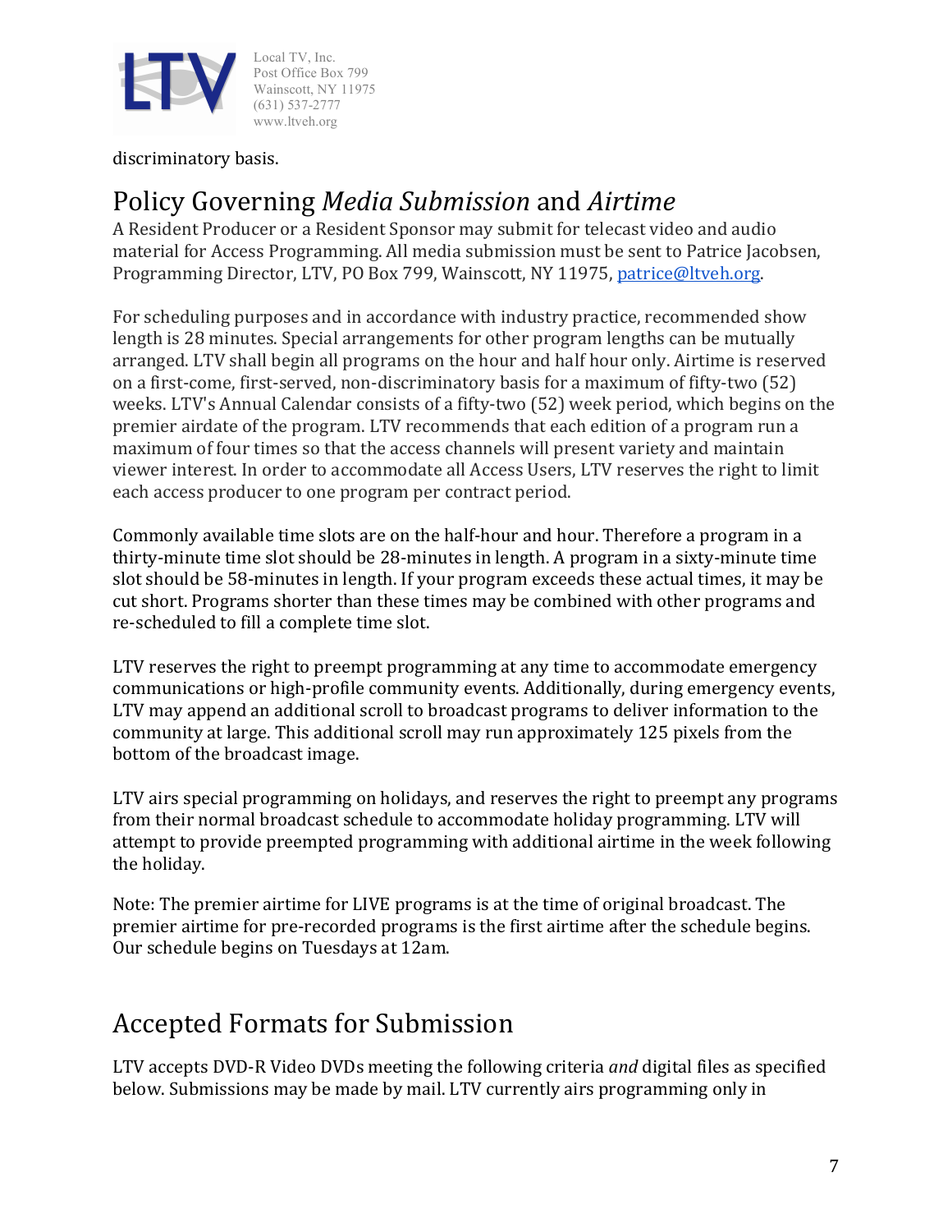discriminatory basis.

## Policy Governing *Media Submission* and *Airtime*

A Resident Producer or a Resident Sponsor may submit for telecast video and audio material for Access Programming. All media submission must be sent to Patrice Jacobsen, Programming Director, LTV, PO Box 799, Wainscott, NY 11975, patrice@ltveh.org.

For scheduling purposes and in accordance with industry practice, recommended show length is 28 minutes. Special arrangements for other program lengths can be mutually arranged. LTV shall begin all programs on the hour and half hour only. Airtime is reserved on a first-come, first-served, non-discriminatory basis for a maximum of fifty-two (52) weeks. LTV's Annual Calendar consists of a fifty-two (52) week period, which begins on the premier airdate of the program. LTV recommends that each edition of a program run a maximum of four times so that the access channels will present variety and maintain viewer interest. In order to accommodate all Access Users, LTV reserves the right to limit each access producer to one program per contract period.

Commonly available time slots are on the half-hour and hour. Therefore a program in a thirty-minute time slot should be 28-minutes in length. A program in a sixty-minute time slot should be 58-minutes in length. If your program exceeds these actual times, it may be cut short. Programs shorter than these times may be combined with other programs and re-scheduled to fill a complete time slot.

LTV reserves the right to preempt programming at any time to accommodate emergency communications or high-profile community events. Additionally, during emergency events, LTV may append an additional scroll to broadcast programs to deliver information to the community at large. This additional scroll may run approximately 125 pixels from the bottom of the broadcast image.

LTV airs special programming on holidays, and reserves the right to preempt any programs from their normal broadcast schedule to accommodate holiday programming. LTV will attempt to provide preempted programming with additional airtime in the week following the holiday.

Note: The premier airtime for LIVE programs is at the time of original broadcast. The premier airtime for pre-recorded programs is the first airtime after the schedule begins. Our schedule begins on Tuesdays at 12am.

## Accepted Formats for Submission

LTV accepts DVD-R Video DVDs meeting the following criteria *and* digital files as specified below. Submissions may be made by mail. LTV currently airs programming only in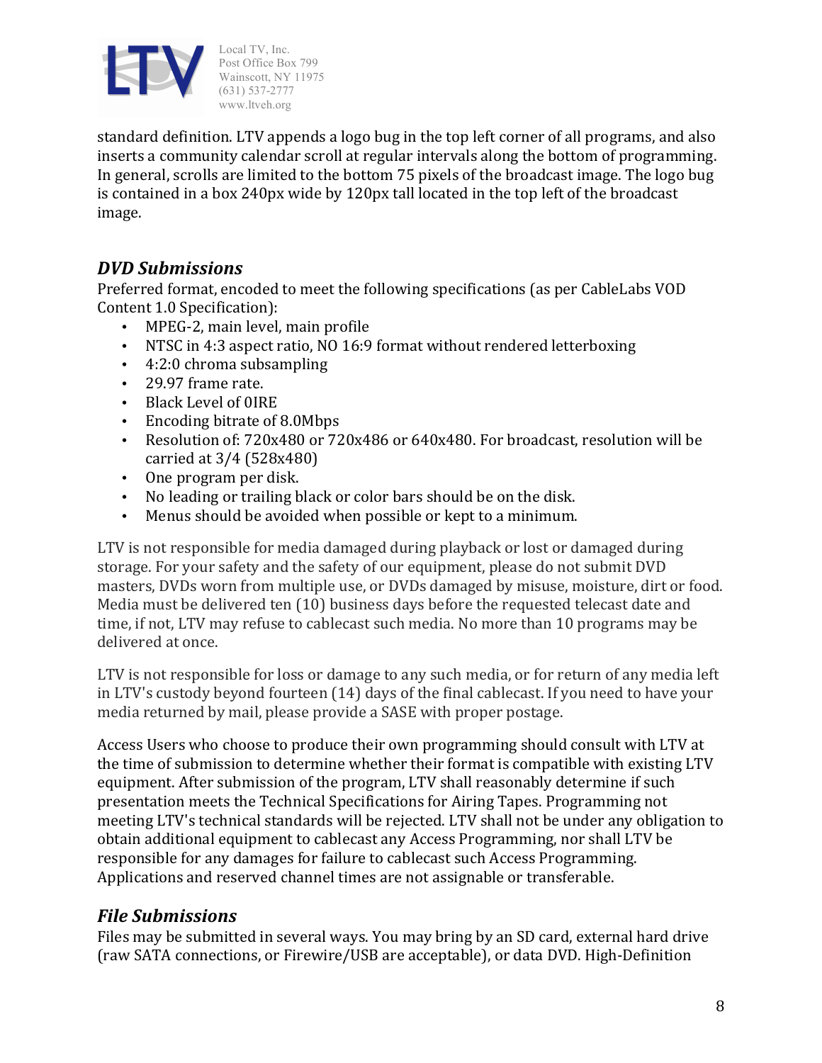standard definition. LTV appends a logo bug in the top left corner of all programs, and also inserts a community calendar scroll at regular intervals along the bottom of programming. In general, scrolls are limited to the bottom 75 pixels of the broadcast image. The logo bug is contained in a box 240px wide by 120px tall located in the top left of the broadcast image.

### *DVD Submissions*

Preferred format, encoded to meet the following specifications (as per CableLabs VOD Content 1.0 Specification):

- MPEG-2, main level, main profile
- NTSC in 4:3 aspect ratio, NO 16:9 format without rendered letterboxing
- 4:2:0 chroma subsampling
- 29.97 frame rate.
- Black Level of 0IRE
- Encoding bitrate of 8.0Mbps
- Resolution of: 720x480 or 720x486 or 640x480. For broadcast, resolution will be carried at 3/4 (528x480)
- One program per disk.
- No leading or trailing black or color bars should be on the disk.
- Menus should be avoided when possible or kept to a minimum.

LTV is not responsible for media damaged during playback or lost or damaged during storage. For your safety and the safety of our equipment, please do not submit DVD masters, DVDs worn from multiple use, or DVDs damaged by misuse, moisture, dirt or food. Media must be delivered ten (10) business days before the requested telecast date and time, if not, LTV may refuse to cablecast such media. No more than 10 programs may be delivered at once.

LTV is not responsible for loss or damage to any such media, or for return of any media left in LTV's custody beyond fourteen (14) days of the final cablecast. If you need to have your media returned by mail, please provide a SASE with proper postage.

Access Users who choose to produce their own programming should consult with LTV at the time of submission to determine whether their format is compatible with existing LTV equipment. After submission of the program, LTV shall reasonably determine if such presentation meets the Technical Specifications for Airing Tapes. Programming not meeting LTV's technical standards will be rejected. LTV shall not be under any obligation to obtain additional equipment to cablecast any Access Programming, nor shall LTV be responsible for any damages for failure to cablecast such Access Programming. Applications and reserved channel times are not assignable or transferable.

### *File Submissions*

Files may be submitted in several ways. You may bring by an SD card, external hard drive (raw SATA connections, or Firewire/USB are acceptable), or data DVD. High-Definition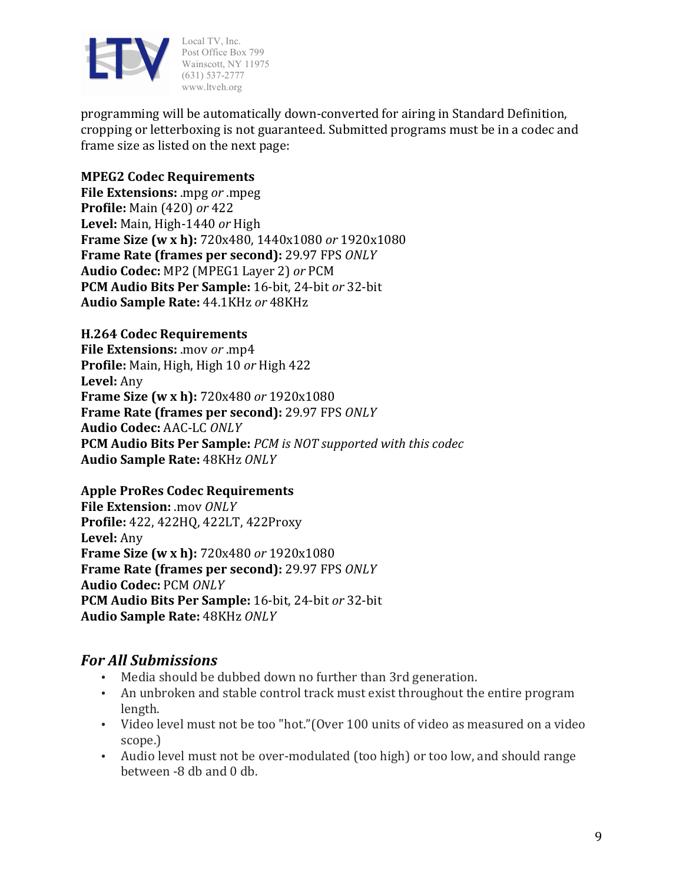programming will be automatically down-converted for airing in Standard Definition, cropping or letterboxing is not guaranteed. Submitted programs must be in a codec and frame size as listed on the next page:

**MPEG2 Codec Requirements**
**File Extensions:** .mpg *or* .mpeg
**Profile:** Main (420) *or* 422
**Level:** Main, High-1440 *or* High
**Frame Size (w x h):** 720x480, 1440x1080 *or* 1920x1080
**Frame Rate (frames per second):** 29.97 FPS *ONLY*
**Audio Codec:** MP2 (MPEG1 Layer 2) *or* PCM
**PCM Audio Bits Per Sample:** 16-bit, 24-bit *or* 32-bit
**Audio Sample Rate:** 44.1KHz *or* 48KHz

**H.264 Codec Requirements**
**File Extensions:** .mov *or* .mp4
**Profile:** Main, High, High 10 *or* High 422
**Level:** Any
**Frame Size (w x h):** 720x480 *or* 1920x1080
**Frame Rate (frames per second):** 29.97 FPS *ONLY*
**Audio Codec:** AAC-LC *ONLY*
**PCM Audio Bits Per Sample:** *PCM is NOT supported with this codec*
**Audio Sample Rate:** 48KHz *ONLY*

**Apple ProRes Codec Requirements**
**File Extension:** .mov *ONLY*
**Profile:** 422, 422HQ, 422LT, 422Proxy
**Level:** Any
**Frame Size (w x h):** 720x480 *or* 1920x1080
**Frame Rate (frames per second):** 29.97 FPS *ONLY*
**Audio Codec:** PCM *ONLY*
**PCM Audio Bits Per Sample:** 16-bit, 24-bit *or* 32-bit
**Audio Sample Rate:** 48KHz *ONLY*

## *For All Submissions*

- Media should be dubbed down no further than 3rd generation.
- An unbroken and stable control track must exist throughout the entire program length.
- Video level must not be too "hot."(Over 100 units of video as measured on a video scope.)
- Audio level must not be over-modulated (too high) or too low, and should range between -8 db and 0 db.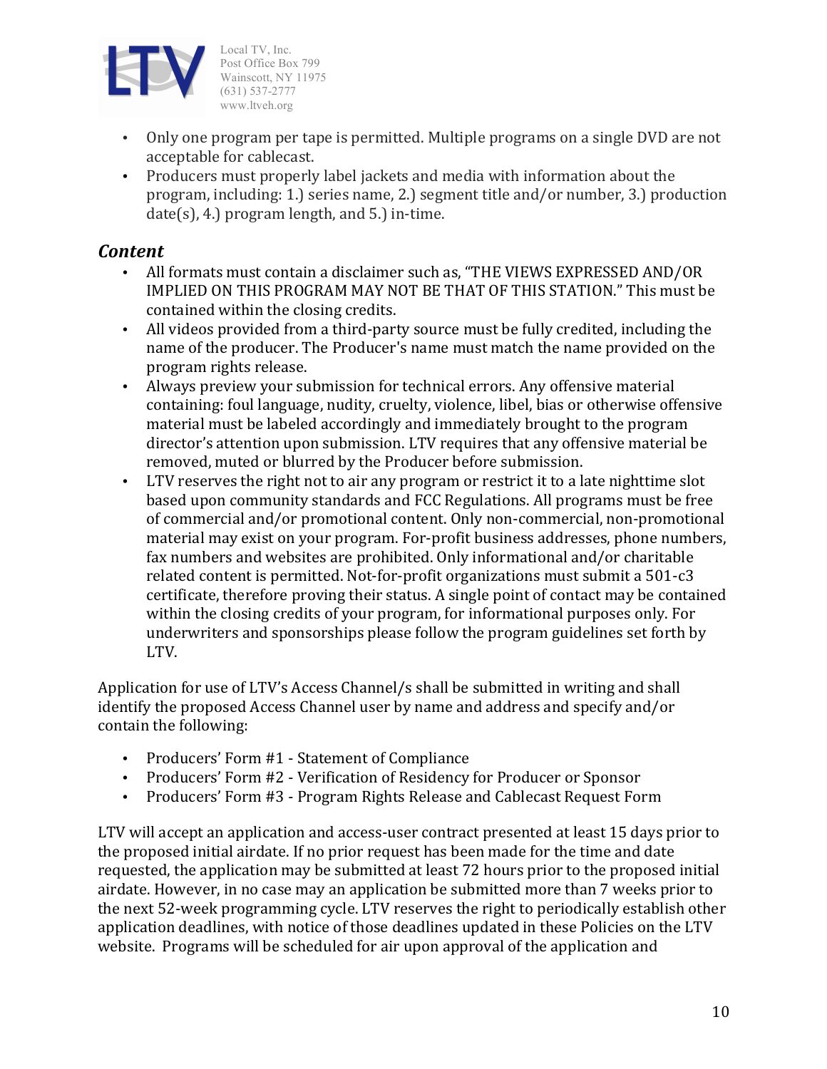- Only one program per tape is permitted. Multiple programs on a single DVD are not acceptable for cablecast.
- Producers must properly label jackets and media with information about the program, including: 1.) series name, 2.) segment title and/or number, 3.) production date(s), 4.) program length, and 5.) in-time.

### *Content*

- All formats must contain a disclaimer such as, "THE VIEWS EXPRESSED AND/OR IMPLIED ON THIS PROGRAM MAY NOT BE THAT OF THIS STATION." This must be contained within the closing credits.
- All videos provided from a third-party source must be fully credited, including the name of the producer. The Producer's name must match the name provided on the program rights release.
- Always preview your submission for technical errors. Any offensive material containing: foul language, nudity, cruelty, violence, libel, bias or otherwise offensive material must be labeled accordingly and immediately brought to the program director's attention upon submission. LTV requires that any offensive material be removed, muted or blurred by the Producer before submission.
- LTV reserves the right not to air any program or restrict it to a late nighttime slot based upon community standards and FCC Regulations. All programs must be free of commercial and/or promotional content. Only non-commercial, non-promotional material may exist on your program. For-profit business addresses, phone numbers, fax numbers and websites are prohibited. Only informational and/or charitable related content is permitted. Not-for-profit organizations must submit a 501-c3 certificate, therefore proving their status. A single point of contact may be contained within the closing credits of your program, for informational purposes only. For underwriters and sponsorships please follow the program guidelines set forth by LTV.

Application for use of LTV's Access Channel/s shall be submitted in writing and shall identify the proposed Access Channel user by name and address and specify and/or contain the following:

- Producers' Form #1 - Statement of Compliance
- Producers' Form #2 - Verification of Residency for Producer or Sponsor
- Producers' Form #3 - Program Rights Release and Cablecast Request Form

LTV will accept an application and access-user contract presented at least 15 days prior to the proposed initial airdate. If no prior request has been made for the time and date requested, the application may be submitted at least 72 hours prior to the proposed initial airdate. However, in no case may an application be submitted more than 7 weeks prior to the next 52-week programming cycle. LTV reserves the right to periodically establish other application deadlines, with notice of those deadlines updated in these Policies on the LTV website. Programs will be scheduled for air upon approval of the application and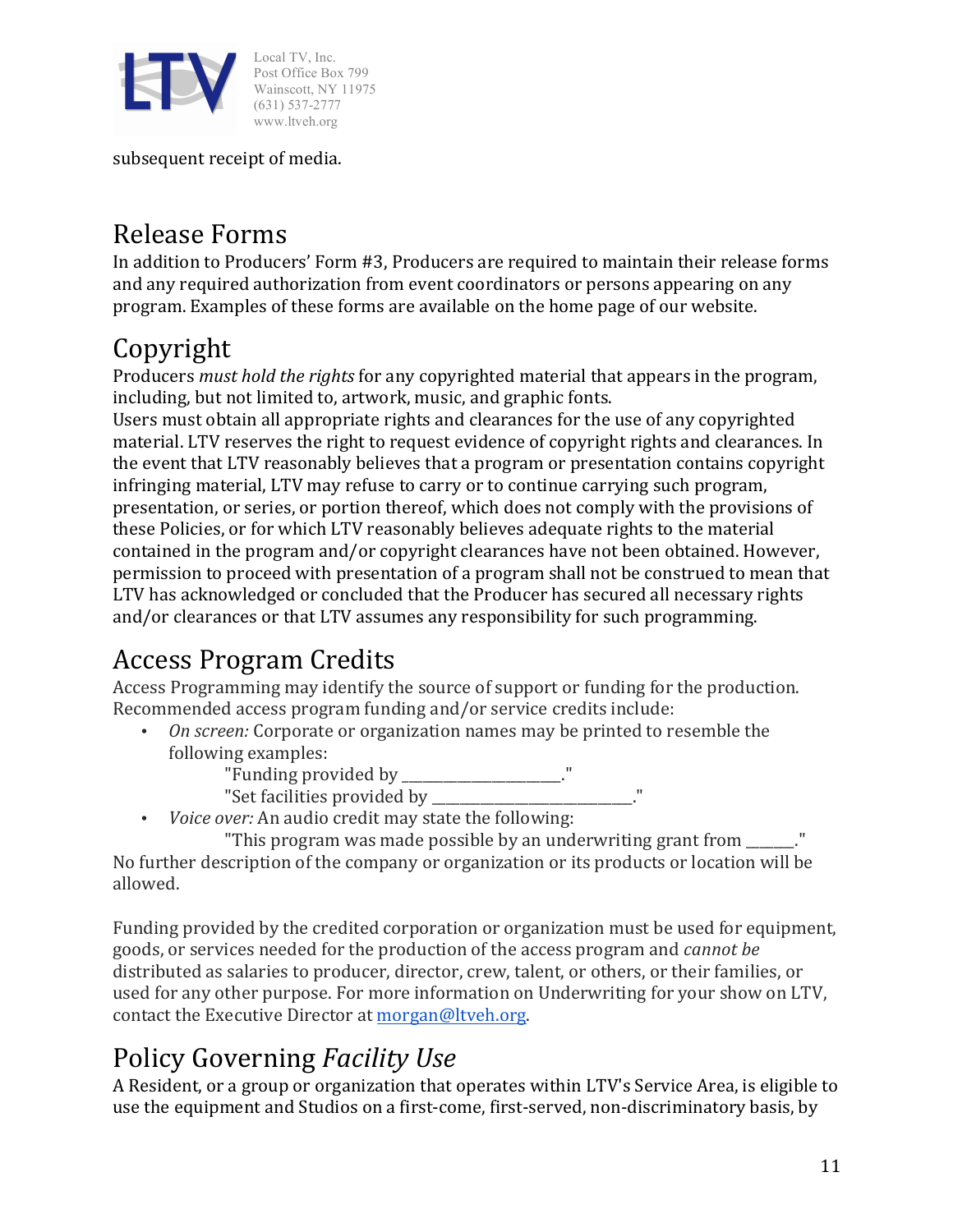subsequent receipt of media.

## Release Forms

In addition to Producers' Form #3, Producers are required to maintain their release forms and any required authorization from event coordinators or persons appearing on any program. Examples of these forms are available on the home page of our website.

## Copyright

Producers *must hold the rights* for any copyrighted material that appears in the program, including, but not limited to, artwork, music, and graphic fonts.
Users must obtain all appropriate rights and clearances for the use of any copyrighted material. LTV reserves the right to request evidence of copyright rights and clearances. In the event that LTV reasonably believes that a program or presentation contains copyright infringing material, LTV may refuse to carry or to continue carrying such program, presentation, or series, or portion thereof, which does not comply with the provisions of these Policies, or for which LTV reasonably believes adequate rights to the material contained in the program and/or copyright clearances have not been obtained. However, permission to proceed with presentation of a program shall not be construed to mean that LTV has acknowledged or concluded that the Producer has secured all necessary rights and/or clearances or that LTV assumes any responsibility for such programming.

## Access Program Credits

Access Programming may identify the source of support or funding for the production. Recommended access program funding and/or service credits include:

- *On screen:* Corporate or organization names may be printed to resemble the following examples:
  "Funding provided by ____________________."
  "Set facilities provided by __________________________."
- *Voice over:* An audio credit may state the following:
  "This program was made possible by an underwriting grant from ______."

No further description of the company or organization or its products or location will be allowed.

Funding provided by the credited corporation or organization must be used for equipment, goods, or services needed for the production of the access program and *cannot be* distributed as salaries to producer, director, crew, talent, or others, or their families, or used for any other purpose. For more information on Underwriting for your show on LTV, contact the Executive Director at morgan@ltveh.org.

## Policy Governing *Facility Use*

A Resident, or a group or organization that operates within LTV's Service Area, is eligible to use the equipment and Studios on a first-come, first-served, non-discriminatory basis, by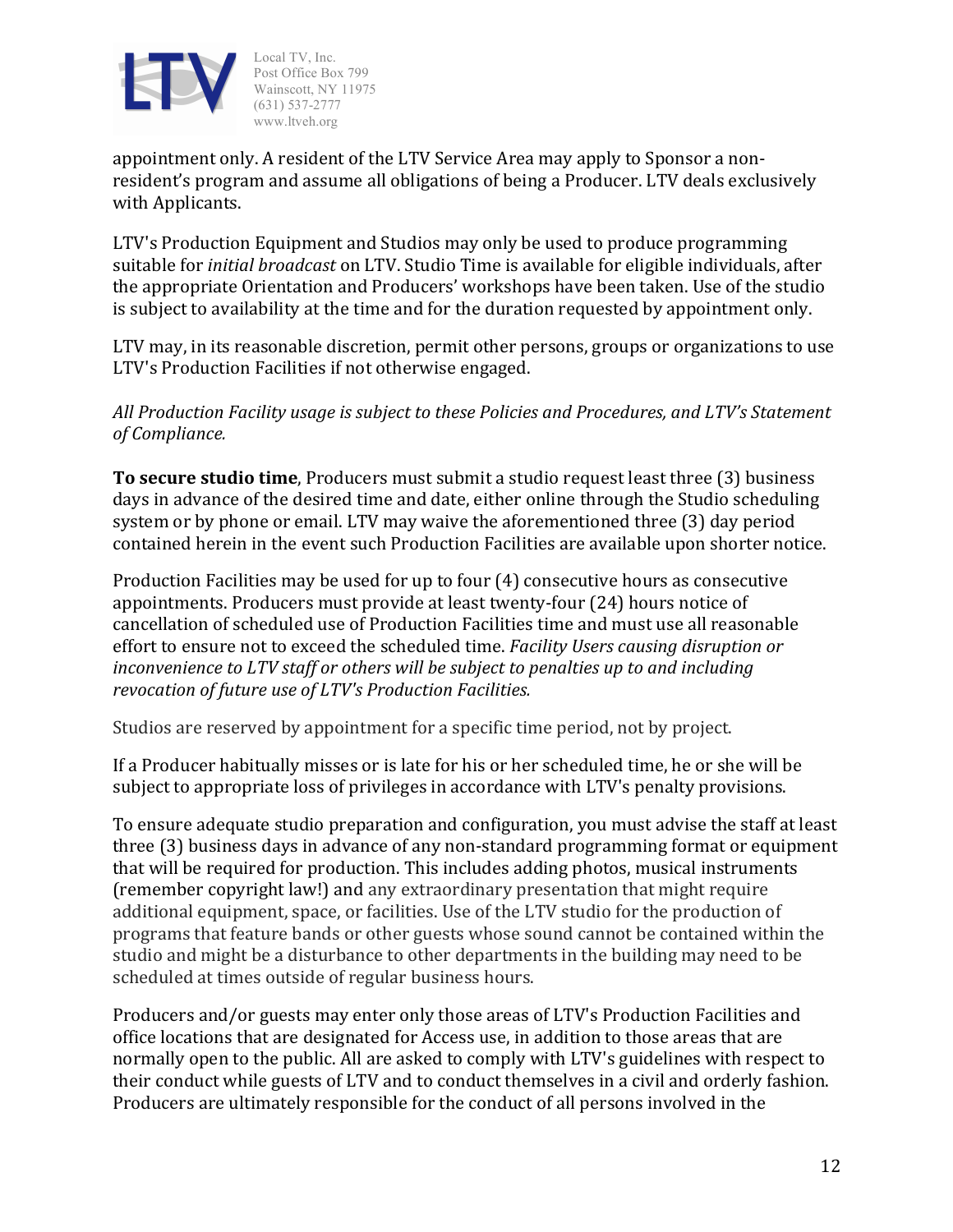appointment only. A resident of the LTV Service Area may apply to Sponsor a non-resident's program and assume all obligations of being a Producer. LTV deals exclusively with Applicants.

LTV's Production Equipment and Studios may only be used to produce programming suitable for *initial broadcast* on LTV. Studio Time is available for eligible individuals, after the appropriate Orientation and Producers' workshops have been taken. Use of the studio is subject to availability at the time and for the duration requested by appointment only.

LTV may, in its reasonable discretion, permit other persons, groups or organizations to use LTV's Production Facilities if not otherwise engaged.

*All Production Facility usage is subject to these Policies and Procedures, and LTV's Statement of Compliance.*

**To secure studio time**, Producers must submit a studio request least three (3) business days in advance of the desired time and date, either online through the Studio scheduling system or by phone or email. LTV may waive the aforementioned three (3) day period contained herein in the event such Production Facilities are available upon shorter notice.

Production Facilities may be used for up to four (4) consecutive hours as consecutive appointments. Producers must provide at least twenty-four (24) hours notice of cancellation of scheduled use of Production Facilities time and must use all reasonable effort to ensure not to exceed the scheduled time. *Facility Users causing disruption or inconvenience to LTV staff or others will be subject to penalties up to and including revocation of future use of LTV's Production Facilities.*

Studios are reserved by appointment for a specific time period, not by project.

If a Producer habitually misses or is late for his or her scheduled time, he or she will be subject to appropriate loss of privileges in accordance with LTV's penalty provisions.

To ensure adequate studio preparation and configuration, you must advise the staff at least three (3) business days in advance of any non-standard programming format or equipment that will be required for production. This includes adding photos, musical instruments (remember copyright law!) and any extraordinary presentation that might require additional equipment, space, or facilities. Use of the LTV studio for the production of programs that feature bands or other guests whose sound cannot be contained within the studio and might be a disturbance to other departments in the building may need to be scheduled at times outside of regular business hours.

Producers and/or guests may enter only those areas of LTV's Production Facilities and office locations that are designated for Access use, in addition to those areas that are normally open to the public. All are asked to comply with LTV's guidelines with respect to their conduct while guests of LTV and to conduct themselves in a civil and orderly fashion. Producers are ultimately responsible for the conduct of all persons involved in the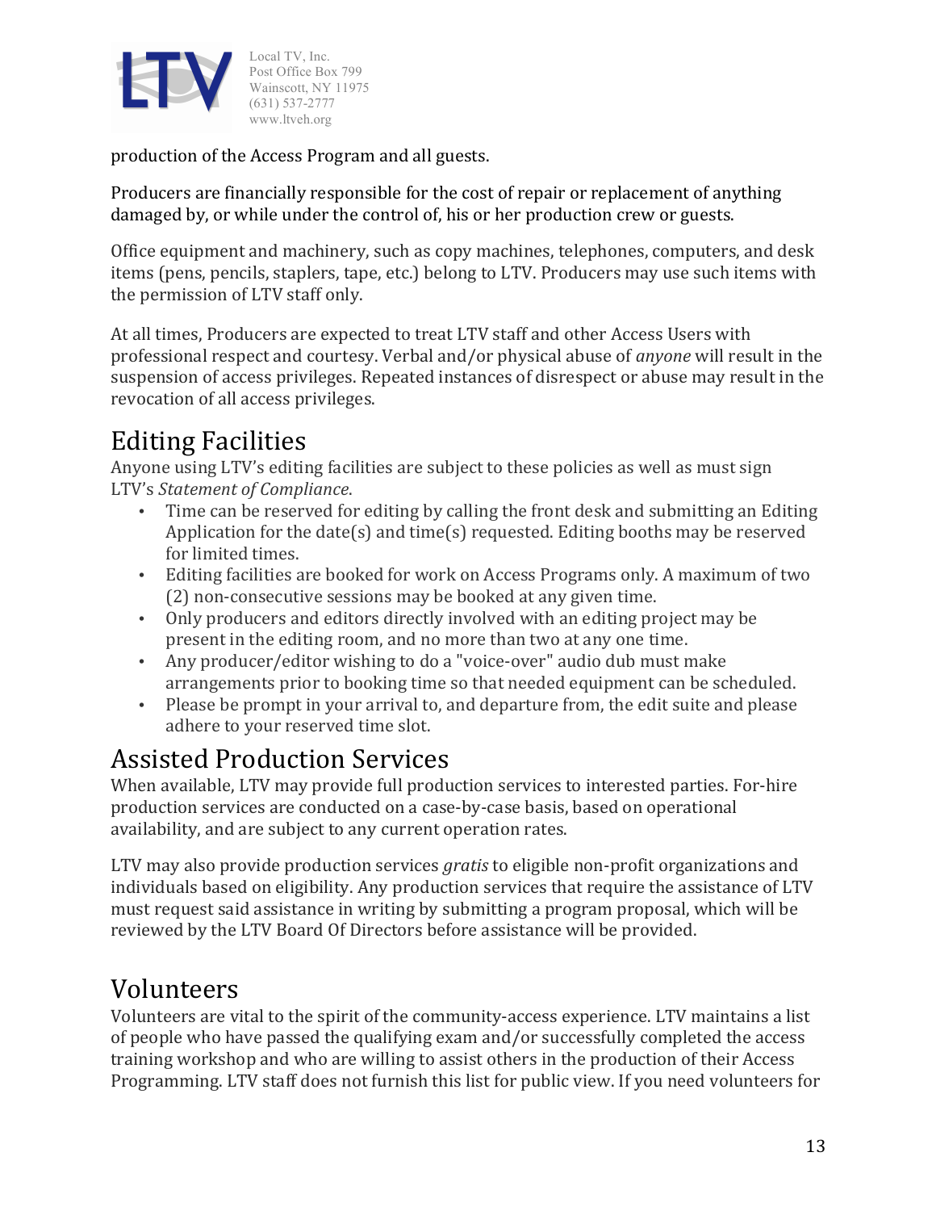production of the Access Program and all guests.

Producers are financially responsible for the cost of repair or replacement of anything damaged by, or while under the control of, his or her production crew or guests.

Office equipment and machinery, such as copy machines, telephones, computers, and desk items (pens, pencils, staplers, tape, etc.) belong to LTV. Producers may use such items with the permission of LTV staff only.

At all times, Producers are expected to treat LTV staff and other Access Users with professional respect and courtesy. Verbal and/or physical abuse of *anyone* will result in the suspension of access privileges. Repeated instances of disrespect or abuse may result in the revocation of all access privileges.

## Editing Facilities

Anyone using LTV's editing facilities are subject to these policies as well as must sign LTV's *Statement of Compliance*.

- Time can be reserved for editing by calling the front desk and submitting an Editing Application for the date(s) and time(s) requested. Editing booths may be reserved for limited times.
- Editing facilities are booked for work on Access Programs only. A maximum of two (2) non-consecutive sessions may be booked at any given time.
- Only producers and editors directly involved with an editing project may be present in the editing room, and no more than two at any one time.
- Any producer/editor wishing to do a "voice-over" audio dub must make arrangements prior to booking time so that needed equipment can be scheduled.
- Please be prompt in your arrival to, and departure from, the edit suite and please adhere to your reserved time slot.

## Assisted Production Services

When available, LTV may provide full production services to interested parties. For-hire production services are conducted on a case-by-case basis, based on operational availability, and are subject to any current operation rates.

LTV may also provide production services *gratis* to eligible non-profit organizations and individuals based on eligibility. Any production services that require the assistance of LTV must request said assistance in writing by submitting a program proposal, which will be reviewed by the LTV Board Of Directors before assistance will be provided.

## Volunteers

Volunteers are vital to the spirit of the community-access experience. LTV maintains a list of people who have passed the qualifying exam and/or successfully completed the access training workshop and who are willing to assist others in the production of their Access Programming. LTV staff does not furnish this list for public view. If you need volunteers for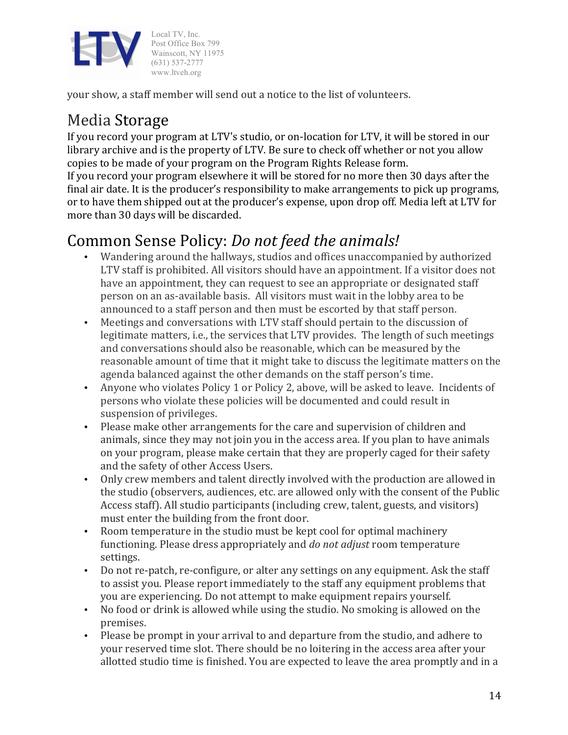your show, a staff member will send out a notice to the list of volunteers.

## Media Storage

If you record your program at LTV's studio, or on-location for LTV, it will be stored in our library archive and is the property of LTV. Be sure to check off whether or not you allow copies to be made of your program on the Program Rights Release form.
If you record your program elsewhere it will be stored for no more then 30 days after the final air date. It is the producer's responsibility to make arrangements to pick up programs, or to have them shipped out at the producer's expense, upon drop off. Media left at LTV for more than 30 days will be discarded.

## Common Sense Policy: *Do not feed the animals!*

- Wandering around the hallways, studios and offices unaccompanied by authorized LTV staff is prohibited. All visitors should have an appointment. If a visitor does not have an appointment, they can request to see an appropriate or designated staff person on an as-available basis. All visitors must wait in the lobby area to be announced to a staff person and then must be escorted by that staff person.
- Meetings and conversations with LTV staff should pertain to the discussion of legitimate matters, i.e., the services that LTV provides. The length of such meetings and conversations should also be reasonable, which can be measured by the reasonable amount of time that it might take to discuss the legitimate matters on the agenda balanced against the other demands on the staff person's time.
- Anyone who violates Policy 1 or Policy 2, above, will be asked to leave. Incidents of persons who violate these policies will be documented and could result in suspension of privileges.
- Please make other arrangements for the care and supervision of children and animals, since they may not join you in the access area. If you plan to have animals on your program, please make certain that they are properly caged for their safety and the safety of other Access Users.
- Only crew members and talent directly involved with the production are allowed in the studio (observers, audiences, etc. are allowed only with the consent of the Public Access staff). All studio participants (including crew, talent, guests, and visitors) must enter the building from the front door.
- Room temperature in the studio must be kept cool for optimal machinery functioning. Please dress appropriately and *do not adjust* room temperature settings.
- Do not re-patch, re-configure, or alter any settings on any equipment. Ask the staff to assist you. Please report immediately to the staff any equipment problems that you are experiencing. Do not attempt to make equipment repairs yourself.
- No food or drink is allowed while using the studio. No smoking is allowed on the premises.
- Please be prompt in your arrival to and departure from the studio, and adhere to your reserved time slot. There should be no loitering in the access area after your allotted studio time is finished. You are expected to leave the area promptly and in a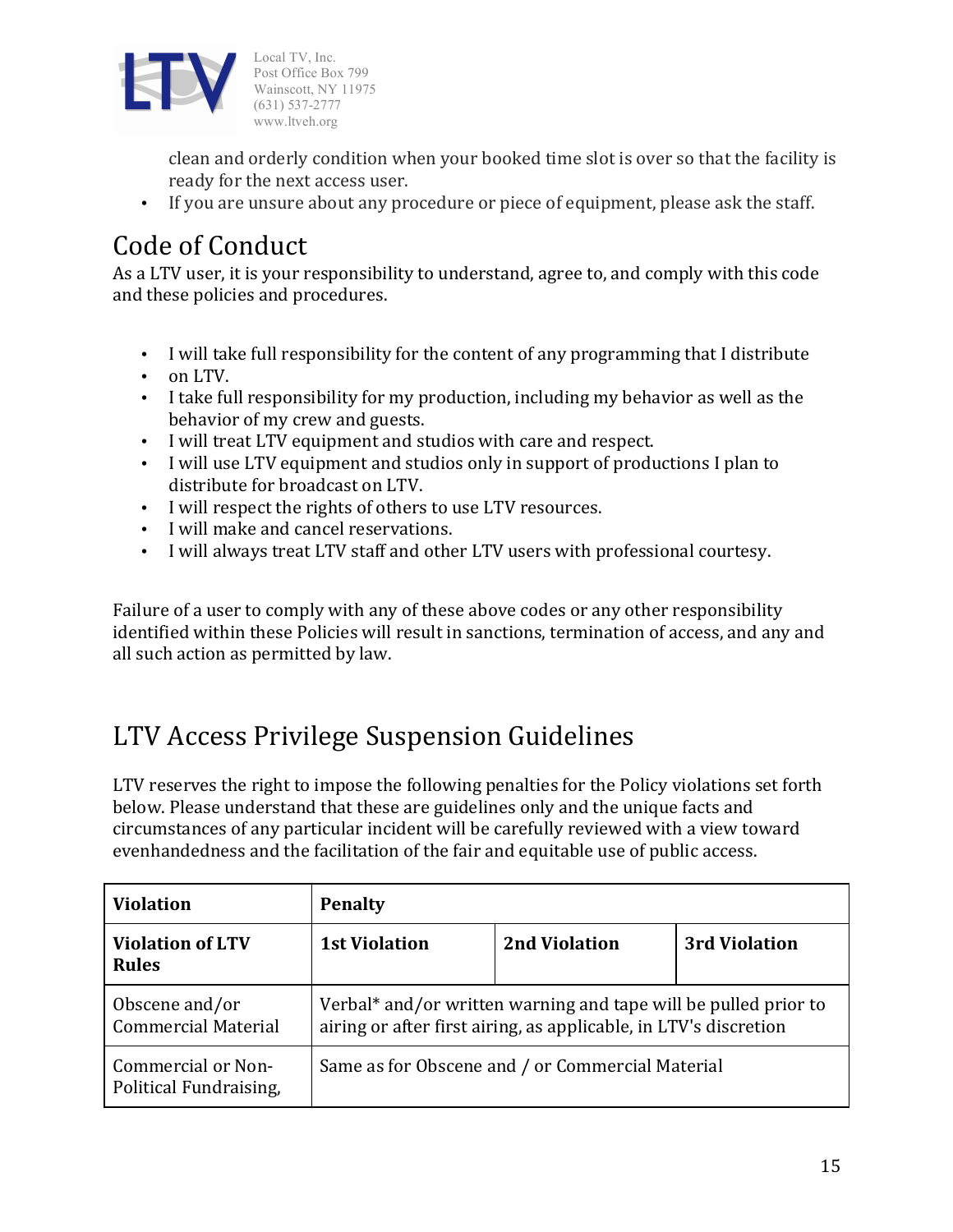clean and orderly condition when your booked time slot is over so that the facility is ready for the next access user.

- If you are unsure about any procedure or piece of equipment, please ask the staff.

## Code of Conduct

As a LTV user, it is your responsibility to understand, agree to, and comply with this code and these policies and procedures.

- I will take full responsibility for the content of any programming that I distribute
- on LTV.
- I take full responsibility for my production, including my behavior as well as the behavior of my crew and guests.
- I will treat LTV equipment and studios with care and respect.
- I will use LTV equipment and studios only in support of productions I plan to distribute for broadcast on LTV.
- I will respect the rights of others to use LTV resources.
- I will make and cancel reservations.
- I will always treat LTV staff and other LTV users with professional courtesy.

Failure of a user to comply with any of these above codes or any other responsibility identified within these Policies will result in sanctions, termination of access, and any and all such action as permitted by law.

## LTV Access Privilege Suspension Guidelines

LTV reserves the right to impose the following penalties for the Policy violations set forth below. Please understand that these are guidelines only and the unique facts and circumstances of any particular incident will be carefully reviewed with a view toward evenhandedness and the facilitation of the fair and equitable use of public access.

| **Violation** | **Penalty** | | |
|---|---|---|---|
| **Violation of LTV Rules** | **1st Violation** | **2nd Violation** | **3rd Violation** |
| Obscene and/or Commercial Material | Verbal* and/or written warning and tape will be pulled prior to airing or after first airing, as applicable, in LTV's discretion | | |
| Commercial or Non-Political Fundraising, | Same as for Obscene and / or Commercial Material | | |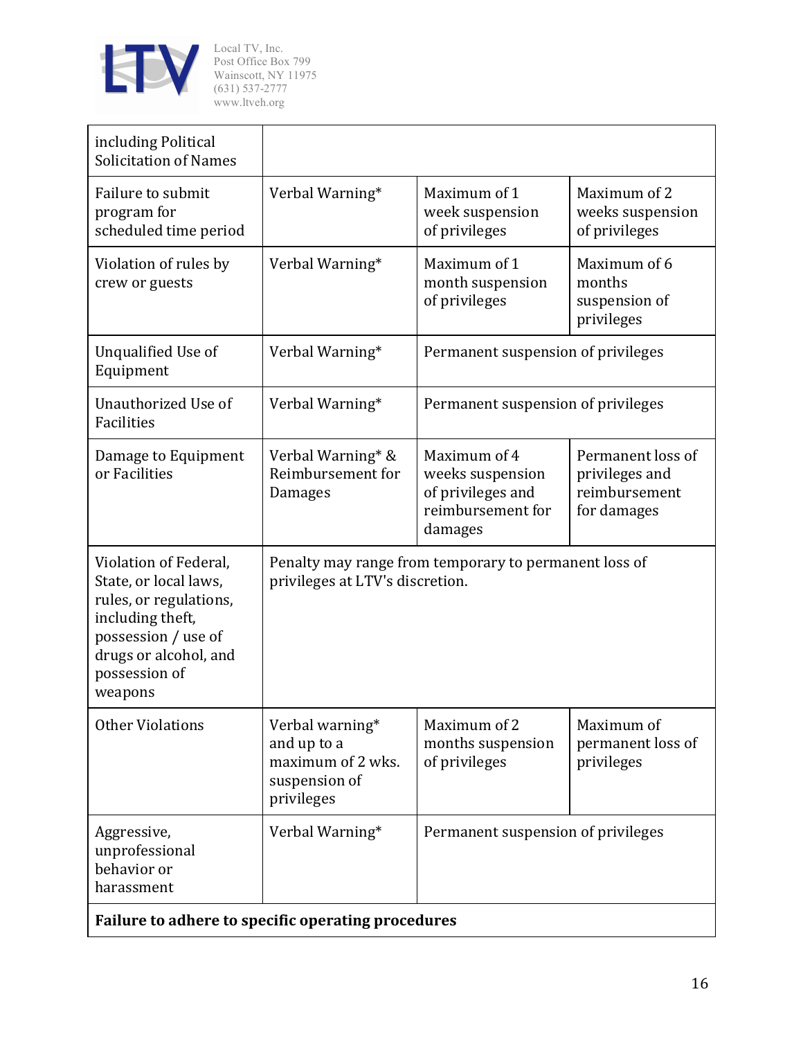Local TV, Inc.
Post Office Box 799
Wainscott, NY 11975
(631) 537-2777
www.ltveh.org

| | | | |
|---|---|---|---|
| including Political Solicitation of Names | | | |
| Failure to submit program for scheduled time period | Verbal Warning* | Maximum of 1 week suspension of privileges | Maximum of 2 weeks suspension of privileges |
| Violation of rules by crew or guests | Verbal Warning* | Maximum of 1 month suspension of privileges | Maximum of 6 months suspension of privileges |
| Unqualified Use of Equipment | Verbal Warning* | Permanent suspension of privileges | |
| Unauthorized Use of Facilities | Verbal Warning* | Permanent suspension of privileges | |
| Damage to Equipment or Facilities | Verbal Warning* & Reimbursement for Damages | Maximum of 4 weeks suspension of privileges and reimbursement for damages | Permanent loss of privileges and reimbursement for damages |
| Violation of Federal, State, or local laws, rules, or regulations, including theft, possession / use of drugs or alcohol, and possession of weapons | Penalty may range from temporary to permanent loss of privileges at LTV's discretion. | | |
| Other Violations | Verbal warning* and up to a maximum of 2 wks. suspension of privileges | Maximum of 2 months suspension of privileges | Maximum of permanent loss of privileges |
| Aggressive, unprofessional behavior or harassment | Verbal Warning* | Permanent suspension of privileges | |
| **Failure to adhere to specific operating procedures** | | | |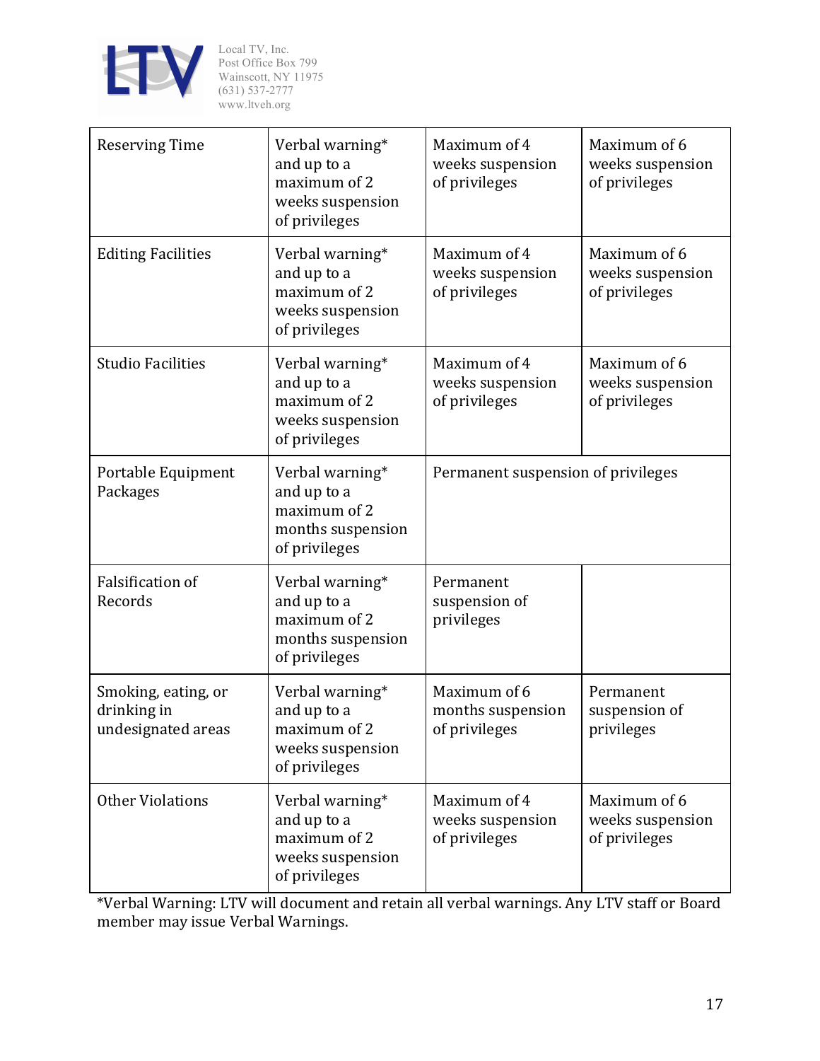| | | | |
|---|---|---|---|
| Reserving Time | Verbal warning* and up to a maximum of 2 weeks suspension of privileges | Maximum of 4 weeks suspension of privileges | Maximum of 6 weeks suspension of privileges |
| Editing Facilities | Verbal warning* and up to a maximum of 2 weeks suspension of privileges | Maximum of 4 weeks suspension of privileges | Maximum of 6 weeks suspension of privileges |
| Studio Facilities | Verbal warning* and up to a maximum of 2 weeks suspension of privileges | Maximum of 4 weeks suspension of privileges | Maximum of 6 weeks suspension of privileges |
| Portable Equipment Packages | Verbal warning* and up to a maximum of 2 months suspension of privileges | Permanent suspension of privileges | |
| Falsification of Records | Verbal warning* and up to a maximum of 2 months suspension of privileges | Permanent suspension of privileges | |
| Smoking, eating, or drinking in undesignated areas | Verbal warning* and up to a maximum of 2 weeks suspension of privileges | Maximum of 6 months suspension of privileges | Permanent suspension of privileges |
| Other Violations | Verbal warning* and up to a maximum of 2 weeks suspension of privileges | Maximum of 4 weeks suspension of privileges | Maximum of 6 weeks suspension of privileges |

*Verbal Warning: LTV will document and retain all verbal warnings. Any LTV staff or Board member may issue Verbal Warnings.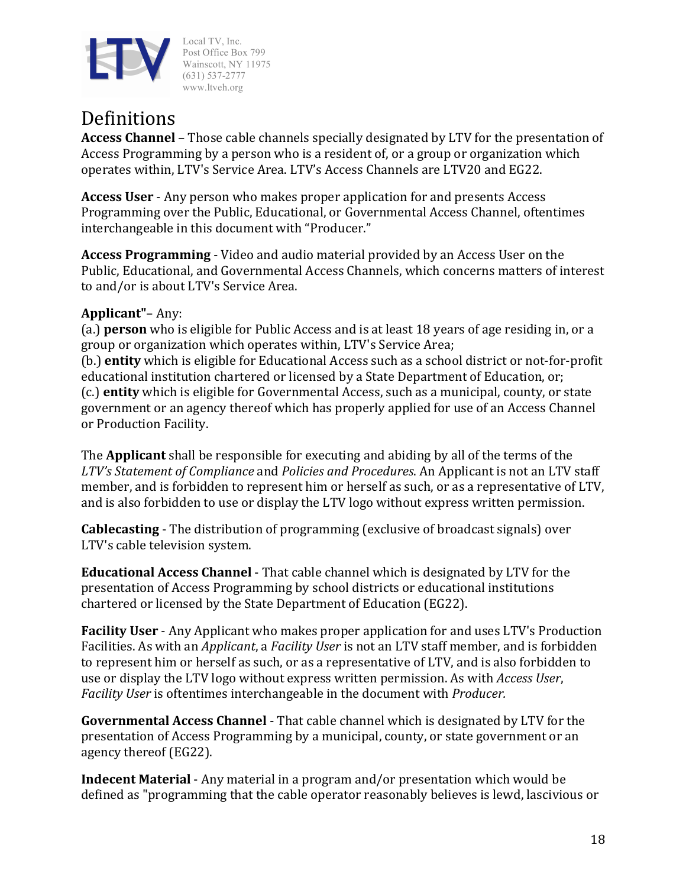# Definitions

**Access Channel** – Those cable channels specially designated by LTV for the presentation of Access Programming by a person who is a resident of, or a group or organization which operates within, LTV's Service Area. LTV's Access Channels are LTV20 and EG22.

**Access User** - Any person who makes proper application for and presents Access Programming over the Public, Educational, or Governmental Access Channel, oftentimes interchangeable in this document with "Producer."

**Access Programming** - Video and audio material provided by an Access User on the Public, Educational, and Governmental Access Channels, which concerns matters of interest to and/or is about LTV's Service Area.

**Applicant"**– Any:
(a.) **person** who is eligible for Public Access and is at least 18 years of age residing in, or a group or organization which operates within, LTV's Service Area;
(b.) **entity** which is eligible for Educational Access such as a school district or not-for-profit educational institution chartered or licensed by a State Department of Education, or;
(c.) **entity** which is eligible for Governmental Access, such as a municipal, county, or state government or an agency thereof which has properly applied for use of an Access Channel or Production Facility.

The **Applicant** shall be responsible for executing and abiding by all of the terms of the *LTV's Statement of Compliance* and *Policies and Procedures*. An Applicant is not an LTV staff member, and is forbidden to represent him or herself as such, or as a representative of LTV, and is also forbidden to use or display the LTV logo without express written permission.

**Cablecasting** - The distribution of programming (exclusive of broadcast signals) over LTV's cable television system.

**Educational Access Channel** - That cable channel which is designated by LTV for the presentation of Access Programming by school districts or educational institutions chartered or licensed by the State Department of Education (EG22).

**Facility User** - Any Applicant who makes proper application for and uses LTV's Production Facilities. As with an *Applicant*, a *Facility User* is not an LTV staff member, and is forbidden to represent him or herself as such, or as a representative of LTV, and is also forbidden to use or display the LTV logo without express written permission. As with *Access User*, *Facility User* is oftentimes interchangeable in the document with *Producer.*

**Governmental Access Channel** - That cable channel which is designated by LTV for the presentation of Access Programming by a municipal, county, or state government or an agency thereof (EG22).

**Indecent Material** - Any material in a program and/or presentation which would be defined as "programming that the cable operator reasonably believes is lewd, lascivious or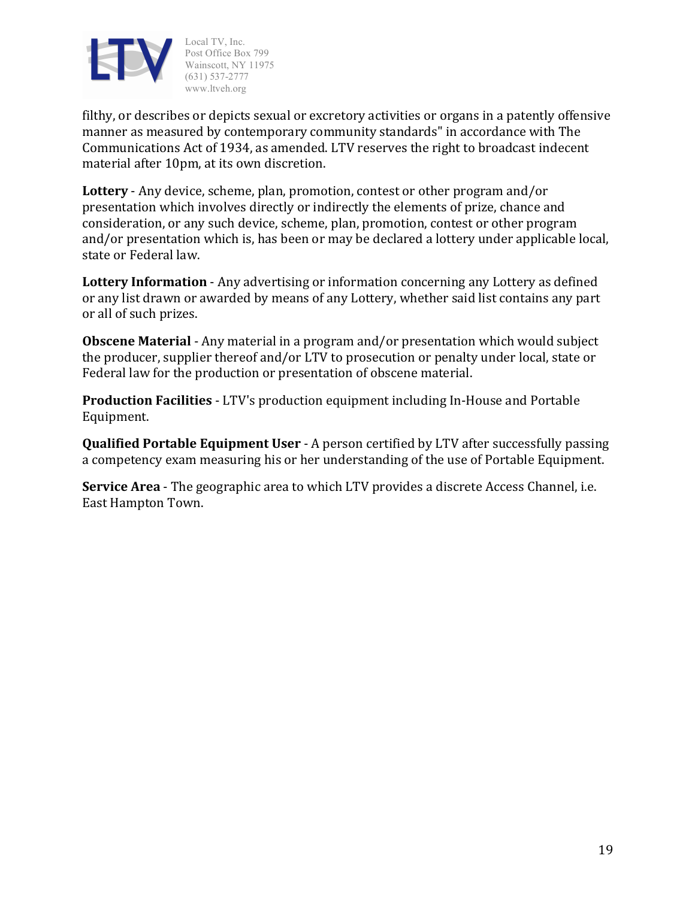filthy, or describes or depicts sexual or excretory activities or organs in a patently offensive manner as measured by contemporary community standards" in accordance with The Communications Act of 1934, as amended. LTV reserves the right to broadcast indecent material after 10pm, at its own discretion.

**Lottery** - Any device, scheme, plan, promotion, contest or other program and/or presentation which involves directly or indirectly the elements of prize, chance and consideration, or any such device, scheme, plan, promotion, contest or other program and/or presentation which is, has been or may be declared a lottery under applicable local, state or Federal law.

**Lottery Information** - Any advertising or information concerning any Lottery as defined or any list drawn or awarded by means of any Lottery, whether said list contains any part or all of such prizes.

**Obscene Material** - Any material in a program and/or presentation which would subject the producer, supplier thereof and/or LTV to prosecution or penalty under local, state or Federal law for the production or presentation of obscene material.

**Production Facilities** - LTV's production equipment including In-House and Portable Equipment.

**Qualified Portable Equipment User** - A person certified by LTV after successfully passing a competency exam measuring his or her understanding of the use of Portable Equipment.

**Service Area** - The geographic area to which LTV provides a discrete Access Channel, i.e. East Hampton Town.